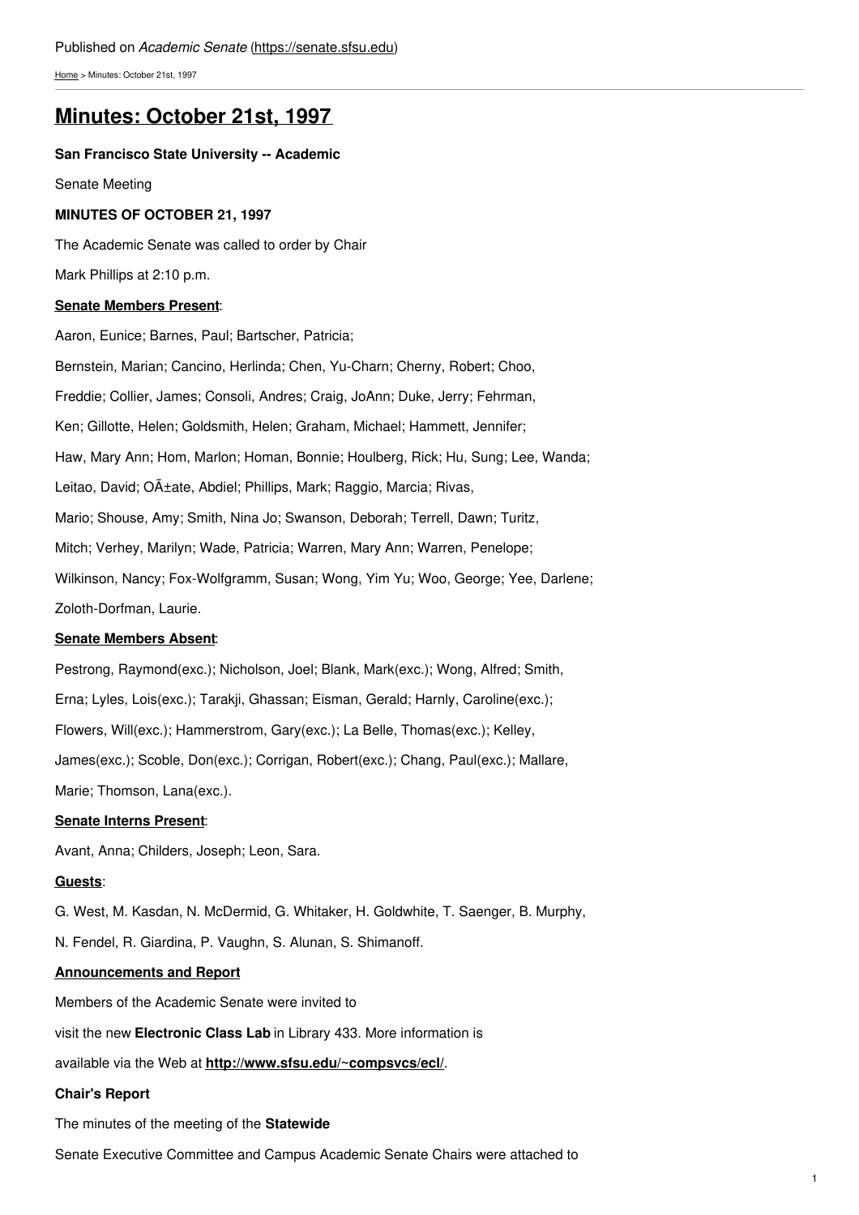Published on *Academic Senate* (https://senate.sfsu.edu)

Home > Minutes: October 21st, 1997

# Minutes: October 21st, 1997

**San Francisco State University -- Academic**

Senate Meeting

**MINUTES OF OCTOBER 21, 1997**

The Academic Senate was called to order by Chair

Mark Phillips at 2:10 p.m.

**Senate Members Present**:

Aaron, Eunice; Barnes, Paul; Bartscher, Patricia;

Bernstein, Marian; Cancino, Herlinda; Chen, Yu-Charn; Cherny, Robert; Choo,

Freddie; Collier, James; Consoli, Andres; Craig, JoAnn; Duke, Jerry; Fehrman,

Ken; Gillotte, Helen; Goldsmith, Helen; Graham, Michael; Hammett, Jennifer;

Haw, Mary Ann; Hom, Marlon; Homan, Bonnie; Houlberg, Rick; Hu, Sung; Lee, Wanda;

Leitao, David; OÃ±ate, Abdiel; Phillips, Mark; Raggio, Marcia; Rivas,

Mario; Shouse, Amy; Smith, Nina Jo; Swanson, Deborah; Terrell, Dawn; Turitz,

Mitch; Verhey, Marilyn; Wade, Patricia; Warren, Mary Ann; Warren, Penelope;

Wilkinson, Nancy; Fox-Wolfgramm, Susan; Wong, Yim Yu; Woo, George; Yee, Darlene;

Zoloth-Dorfman, Laurie.

**Senate Members Absent**:

Pestrong, Raymond(exc.); Nicholson, Joel; Blank, Mark(exc.); Wong, Alfred; Smith,

Erna; Lyles, Lois(exc.); Tarakji, Ghassan; Eisman, Gerald; Harnly, Caroline(exc.);

Flowers, Will(exc.); Hammerstrom, Gary(exc.); La Belle, Thomas(exc.); Kelley,

James(exc.); Scoble, Don(exc.); Corrigan, Robert(exc.); Chang, Paul(exc.); Mallare,

Marie; Thomson, Lana(exc.).

**Senate Interns Present**:

Avant, Anna; Childers, Joseph; Leon, Sara.

**Guests**:

G. West, M. Kasdan, N. McDermid, G. Whitaker, H. Goldwhite, T. Saenger, B. Murphy,

N. Fendel, R. Giardina, P. Vaughn, S. Alunan, S. Shimanoff.

**Announcements and Report**

Members of the Academic Senate were invited to

visit the new **Electronic Class Lab** in Library 433. More information is

available via the Web at **http://www.sfsu.edu/~compsvcs/ecl/**.

**Chair's Report**

The minutes of the meeting of the **Statewide**

Senate Executive Committee and Campus Academic Senate Chairs were attached to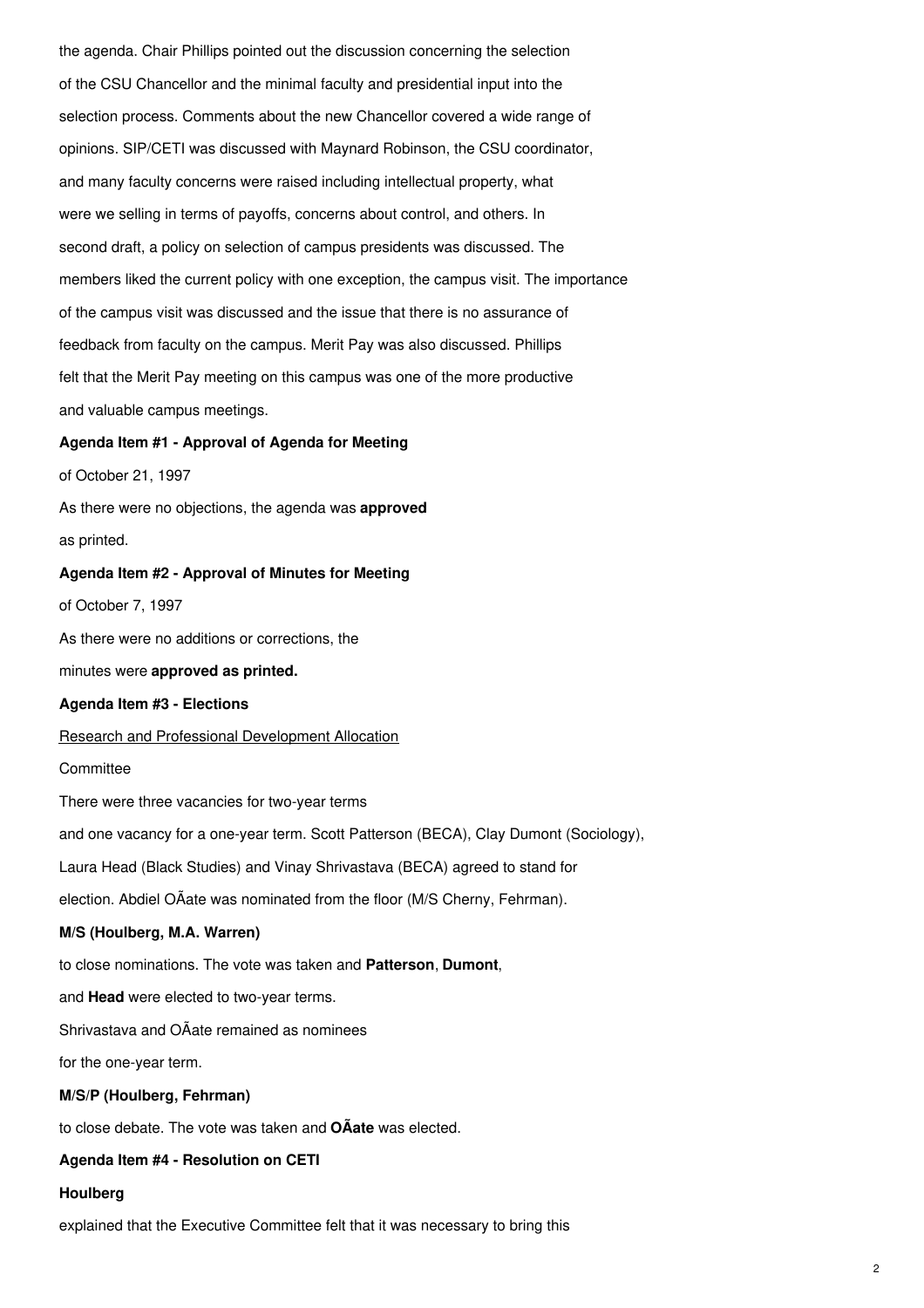the agenda. Chair Phillips pointed out the discussion concerning the selection of the CSU Chancellor and the minimal faculty and presidential input into the selection process. Comments about the new Chancellor covered a wide range of opinions. SIP/CETI was discussed with Maynard Robinson, the CSU coordinator, and many faculty concerns were raised including intellectual property, what were we selling in terms of payoffs, concerns about control, and others. In second draft, a policy on selection of campus presidents was discussed. The members liked the current policy with one exception, the campus visit. The importance of the campus visit was discussed and the issue that there is no assurance of feedback from faculty on the campus. Merit Pay was also discussed. Phillips felt that the Merit Pay meeting on this campus was one of the more productive and valuable campus meetings.

**Agenda Item #1 - Approval of Agenda for Meeting**

of October 21, 1997

As there were no objections, the agenda was **approved** as printed.

**Agenda Item #2 - Approval of Minutes for Meeting**

of October 7, 1997

As there were no additions or corrections, the minutes were **approved as printed.**

**Agenda Item #3 - Elections**

Research and Professional Development Allocation Committee

There were three vacancies for two-year terms and one vacancy for a one-year term. Scott Patterson (BECA), Clay Dumont (Sociology), Laura Head (Black Studies) and Vinay Shrivastava (BECA) agreed to stand for election. Abdiel OÃate was nominated from the floor (M/S Cherny, Fehrman).

**M/S (Houlberg, M.A. Warren)**

to close nominations. The vote was taken and **Patterson**, **Dumont**, and **Head** were elected to two-year terms. Shrivastava and OÃate remained as nominees for the one-year term.

**M/S/P (Houlberg, Fehrman)**

to close debate. The vote was taken and **OÃate** was elected.

**Agenda Item #4 - Resolution on CETI**

**Houlberg**

explained that the Executive Committee felt that it was necessary to bring this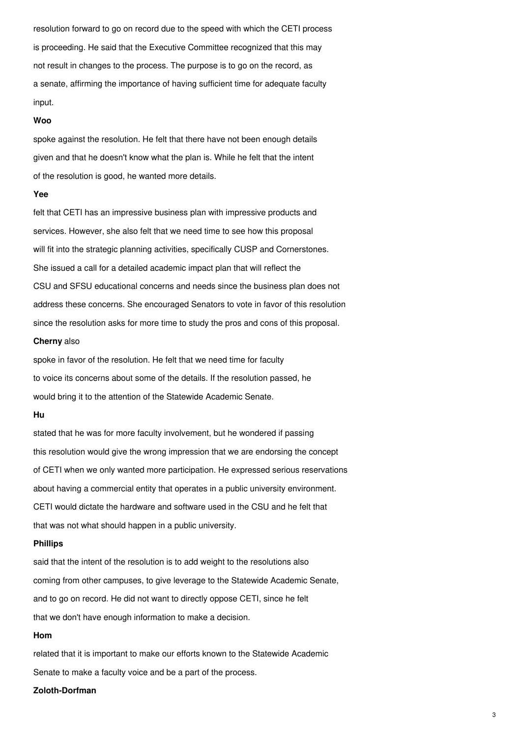resolution forward to go on record due to the speed with which the CETI process is proceeding. He said that the Executive Committee recognized that this may not result in changes to the process. The purpose is to go on the record, as a senate, affirming the importance of having sufficient time for adequate faculty input.

**Woo**

spoke against the resolution. He felt that there have not been enough details given and that he doesn't know what the plan is. While he felt that the intent of the resolution is good, he wanted more details.

**Yee**

felt that CETI has an impressive business plan with impressive products and services. However, she also felt that we need time to see how this proposal will fit into the strategic planning activities, specifically CUSP and Cornerstones. She issued a call for a detailed academic impact plan that will reflect the CSU and SFSU educational concerns and needs since the business plan does not address these concerns. She encouraged Senators to vote in favor of this resolution since the resolution asks for more time to study the pros and cons of this proposal.

**Cherny** also

spoke in favor of the resolution. He felt that we need time for faculty to voice its concerns about some of the details. If the resolution passed, he would bring it to the attention of the Statewide Academic Senate.

**Hu**

stated that he was for more faculty involvement, but he wondered if passing this resolution would give the wrong impression that we are endorsing the concept of CETI when we only wanted more participation. He expressed serious reservations about having a commercial entity that operates in a public university environment. CETI would dictate the hardware and software used in the CSU and he felt that that was not what should happen in a public university.

**Phillips**

said that the intent of the resolution is to add weight to the resolutions also coming from other campuses, to give leverage to the Statewide Academic Senate, and to go on record. He did not want to directly oppose CETI, since he felt that we don't have enough information to make a decision.

**Hom**

related that it is important to make our efforts known to the Statewide Academic Senate to make a faculty voice and be a part of the process.

**Zoloth-Dorfman**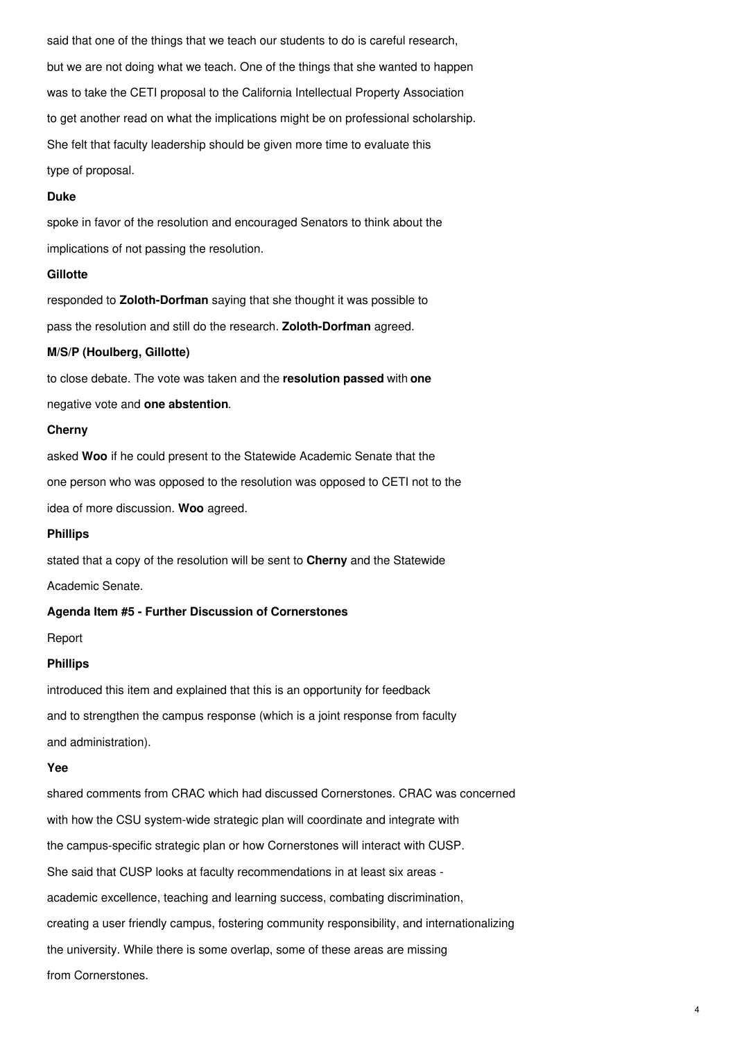said that one of the things that we teach our students to do is careful research, but we are not doing what we teach. One of the things that she wanted to happen was to take the CETI proposal to the California Intellectual Property Association to get another read on what the implications might be on professional scholarship. She felt that faculty leadership should be given more time to evaluate this type of proposal.

**Duke**

spoke in favor of the resolution and encouraged Senators to think about the implications of not passing the resolution.

**Gillotte**

responded to **Zoloth-Dorfman** saying that she thought it was possible to pass the resolution and still do the research. **Zoloth-Dorfman** agreed.

**M/S/P (Houlberg, Gillotte)**

to close debate. The vote was taken and the **resolution passed** with **one** negative vote and **one abstention**.

**Cherny**

asked **Woo** if he could present to the Statewide Academic Senate that the one person who was opposed to the resolution was opposed to CETI not to the idea of more discussion. **Woo** agreed.

**Phillips**

stated that a copy of the resolution will be sent to **Cherny** and the Statewide Academic Senate.

**Agenda Item #5 - Further Discussion of Cornerstones**

Report

**Phillips**

introduced this item and explained that this is an opportunity for feedback and to strengthen the campus response (which is a joint response from faculty and administration).

**Yee**

shared comments from CRAC which had discussed Cornerstones. CRAC was concerned with how the CSU system-wide strategic plan will coordinate and integrate with the campus-specific strategic plan or how Cornerstones will interact with CUSP. She said that CUSP looks at faculty recommendations in at least six areas - academic excellence, teaching and learning success, combating discrimination, creating a user friendly campus, fostering community responsibility, and internationalizing the university. While there is some overlap, some of these areas are missing from Cornerstones.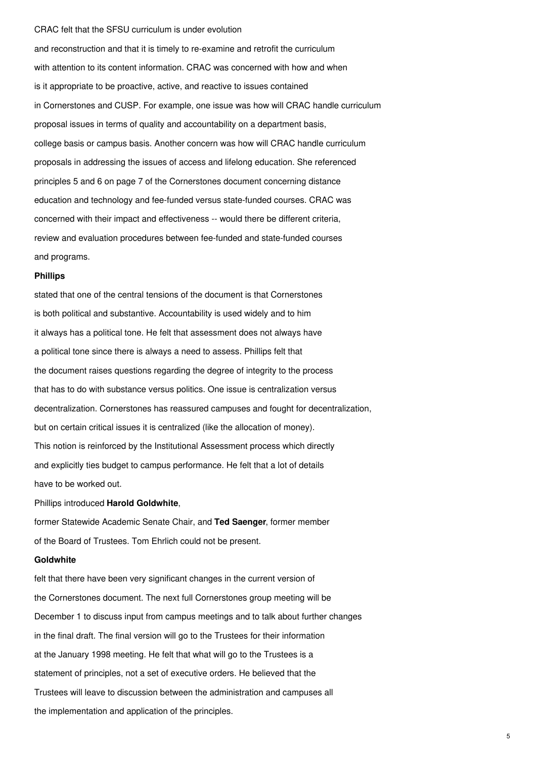CRAC felt that the SFSU curriculum is under evolution and reconstruction and that it is timely to re-examine and retrofit the curriculum with attention to its content information. CRAC was concerned with how and when is it appropriate to be proactive, active, and reactive to issues contained in Cornerstones and CUSP. For example, one issue was how will CRAC handle curriculum proposal issues in terms of quality and accountability on a department basis, college basis or campus basis. Another concern was how will CRAC handle curriculum proposals in addressing the issues of access and lifelong education. She referenced principles 5 and 6 on page 7 of the Cornerstones document concerning distance education and technology and fee-funded versus state-funded courses. CRAC was concerned with their impact and effectiveness -- would there be different criteria, review and evaluation procedures between fee-funded and state-funded courses and programs.

**Phillips**

stated that one of the central tensions of the document is that Cornerstones is both political and substantive. Accountability is used widely and to him it always has a political tone. He felt that assessment does not always have a political tone since there is always a need to assess. Phillips felt that the document raises questions regarding the degree of integrity to the process that has to do with substance versus politics. One issue is centralization versus decentralization. Cornerstones has reassured campuses and fought for decentralization, but on certain critical issues it is centralized (like the allocation of money). This notion is reinforced by the Institutional Assessment process which directly and explicitly ties budget to campus performance. He felt that a lot of details have to be worked out.

Phillips introduced **Harold Goldwhite**, former Statewide Academic Senate Chair, and **Ted Saenger**, former member of the Board of Trustees. Tom Ehrlich could not be present.

**Goldwhite**

felt that there have been very significant changes in the current version of the Cornerstones document. The next full Cornerstones group meeting will be December 1 to discuss input from campus meetings and to talk about further changes in the final draft. The final version will go to the Trustees for their information at the January 1998 meeting. He felt that what will go to the Trustees is a statement of principles, not a set of executive orders. He believed that the Trustees will leave to discussion between the administration and campuses all the implementation and application of the principles.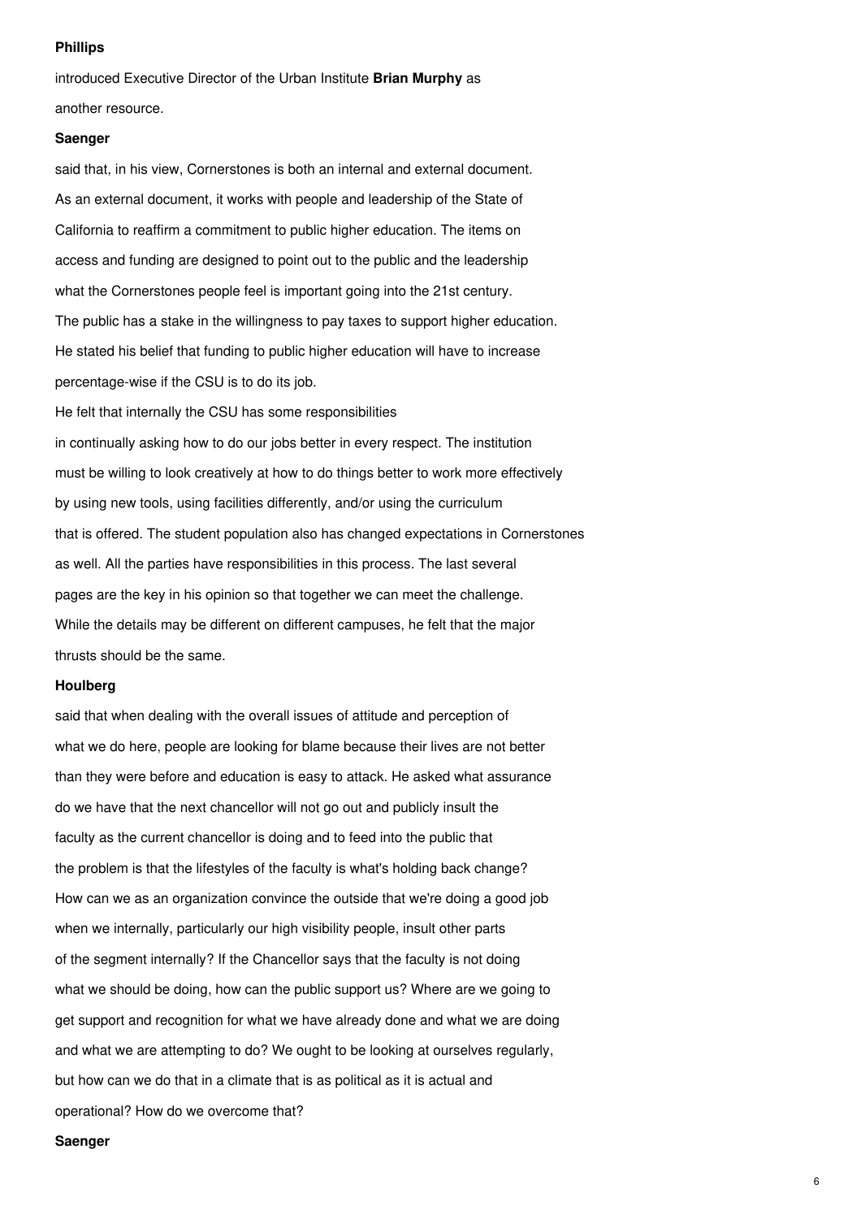**Phillips**

introduced Executive Director of the Urban Institute **Brian Murphy** as another resource.

**Saenger**

said that, in his view, Cornerstones is both an internal and external document. As an external document, it works with people and leadership of the State of California to reaffirm a commitment to public higher education. The items on access and funding are designed to point out to the public and the leadership what the Cornerstones people feel is important going into the 21st century. The public has a stake in the willingness to pay taxes to support higher education. He stated his belief that funding to public higher education will have to increase percentage-wise if the CSU is to do its job.

He felt that internally the CSU has some responsibilities in continually asking how to do our jobs better in every respect. The institution must be willing to look creatively at how to do things better to work more effectively by using new tools, using facilities differently, and/or using the curriculum that is offered. The student population also has changed expectations in Cornerstones as well. All the parties have responsibilities in this process. The last several pages are the key in his opinion so that together we can meet the challenge. While the details may be different on different campuses, he felt that the major thrusts should be the same.

**Houlberg**

said that when dealing with the overall issues of attitude and perception of what we do here, people are looking for blame because their lives are not better than they were before and education is easy to attack. He asked what assurance do we have that the next chancellor will not go out and publicly insult the faculty as the current chancellor is doing and to feed into the public that the problem is that the lifestyles of the faculty is what's holding back change? How can we as an organization convince the outside that we're doing a good job when we internally, particularly our high visibility people, insult other parts of the segment internally? If the Chancellor says that the faculty is not doing what we should be doing, how can the public support us? Where are we going to get support and recognition for what we have already done and what we are doing and what we are attempting to do? We ought to be looking at ourselves regularly, but how can we do that in a climate that is as political as it is actual and operational? How do we overcome that?

**Saenger**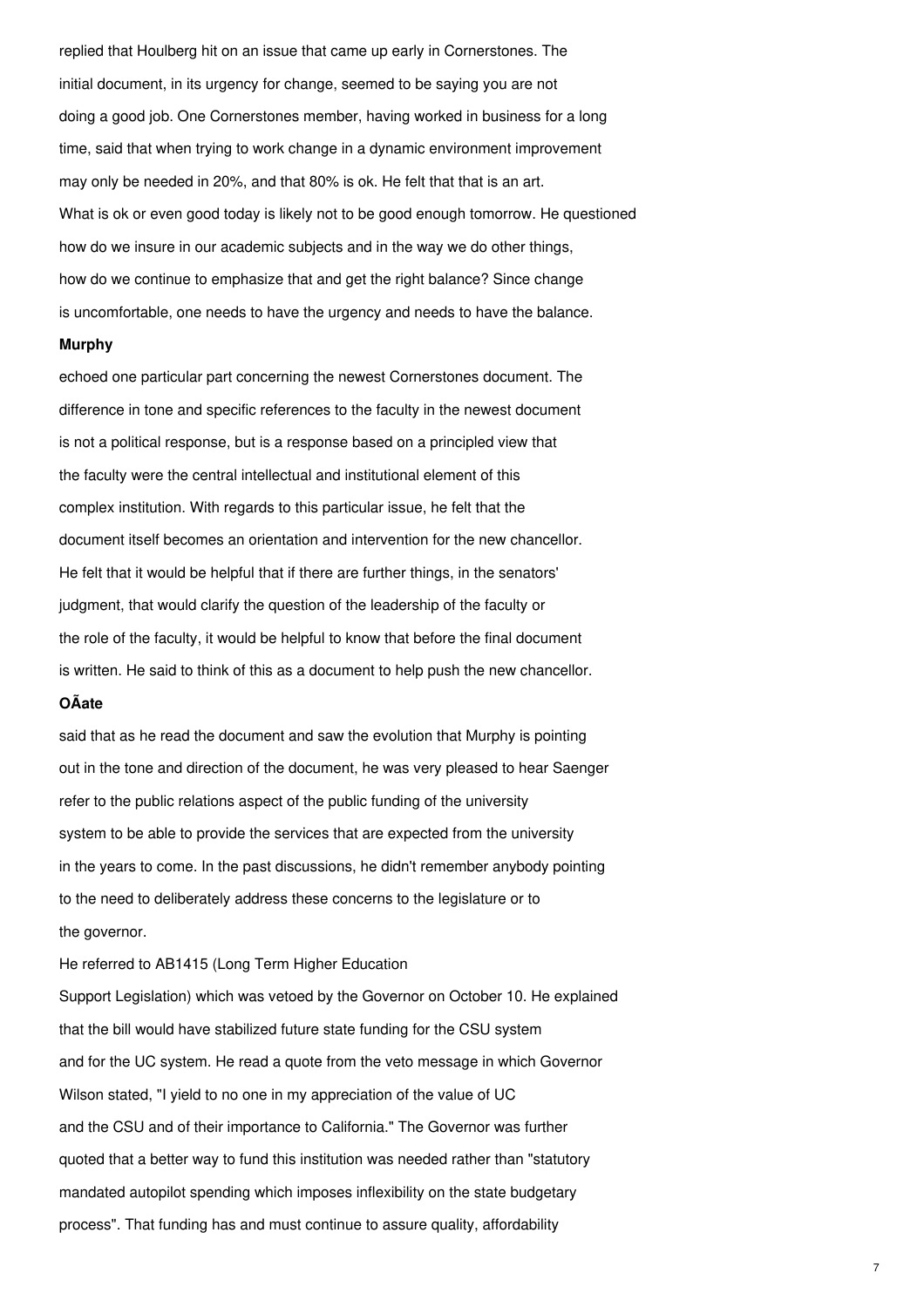replied that Houlberg hit on an issue that came up early in Cornerstones. The initial document, in its urgency for change, seemed to be saying you are not doing a good job. One Cornerstones member, having worked in business for a long time, said that when trying to work change in a dynamic environment improvement may only be needed in 20%, and that 80% is ok. He felt that that is an art. What is ok or even good today is likely not to be good enough tomorrow. He questioned how do we insure in our academic subjects and in the way we do other things, how do we continue to emphasize that and get the right balance? Since change is uncomfortable, one needs to have the urgency and needs to have the balance.

**Murphy**

echoed one particular part concerning the newest Cornerstones document. The difference in tone and specific references to the faculty in the newest document is not a political response, but is a response based on a principled view that the faculty were the central intellectual and institutional element of this complex institution. With regards to this particular issue, he felt that the document itself becomes an orientation and intervention for the new chancellor. He felt that it would be helpful that if there are further things, in the senators' judgment, that would clarify the question of the leadership of the faculty or the role of the faculty, it would be helpful to know that before the final document is written. He said to think of this as a document to help push the new chancellor.

**OÃate**

said that as he read the document and saw the evolution that Murphy is pointing out in the tone and direction of the document, he was very pleased to hear Saenger refer to the public relations aspect of the public funding of the university system to be able to provide the services that are expected from the university in the years to come. In the past discussions, he didn't remember anybody pointing to the need to deliberately address these concerns to the legislature or to the governor.

He referred to AB1415 (Long Term Higher Education Support Legislation) which was vetoed by the Governor on October 10. He explained that the bill would have stabilized future state funding for the CSU system and for the UC system. He read a quote from the veto message in which Governor Wilson stated, "I yield to no one in my appreciation of the value of UC and the CSU and of their importance to California." The Governor was further quoted that a better way to fund this institution was needed rather than "statutory mandated autopilot spending which imposes inflexibility on the state budgetary process". That funding has and must continue to assure quality, affordability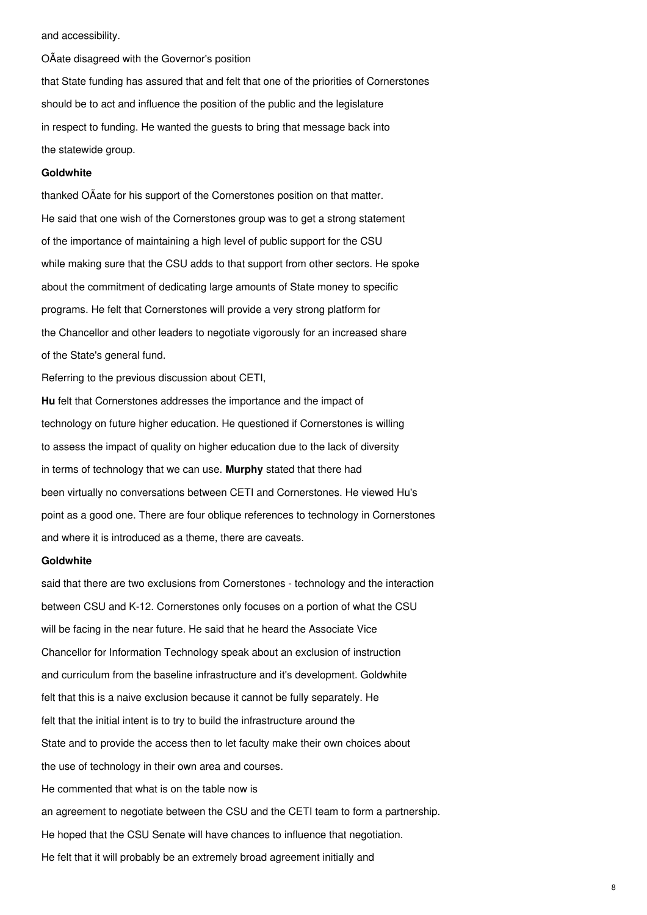and accessibility.

OÃate disagreed with the Governor's position that State funding has assured that and felt that one of the priorities of Cornerstones should be to act and influence the position of the public and the legislature in respect to funding. He wanted the guests to bring that message back into the statewide group.

**Goldwhite**

thanked OÃate for his support of the Cornerstones position on that matter. He said that one wish of the Cornerstones group was to get a strong statement of the importance of maintaining a high level of public support for the CSU while making sure that the CSU adds to that support from other sectors. He spoke about the commitment of dedicating large amounts of State money to specific programs. He felt that Cornerstones will provide a very strong platform for the Chancellor and other leaders to negotiate vigorously for an increased share of the State's general fund.

Referring to the previous discussion about CETI,

**Hu** felt that Cornerstones addresses the importance and the impact of technology on future higher education. He questioned if Cornerstones is willing to assess the impact of quality on higher education due to the lack of diversity in terms of technology that we can use. **Murphy** stated that there had been virtually no conversations between CETI and Cornerstones. He viewed Hu's point as a good one. There are four oblique references to technology in Cornerstones and where it is introduced as a theme, there are caveats.

**Goldwhite**

said that there are two exclusions from Cornerstones - technology and the interaction between CSU and K-12. Cornerstones only focuses on a portion of what the CSU will be facing in the near future. He said that he heard the Associate Vice Chancellor for Information Technology speak about an exclusion of instruction and curriculum from the baseline infrastructure and it's development. Goldwhite felt that this is a naive exclusion because it cannot be fully separately. He felt that the initial intent is to try to build the infrastructure around the State and to provide the access then to let faculty make their own choices about the use of technology in their own area and courses.

He commented that what is on the table now is an agreement to negotiate between the CSU and the CETI team to form a partnership. He hoped that the CSU Senate will have chances to influence that negotiation. He felt that it will probably be an extremely broad agreement initially and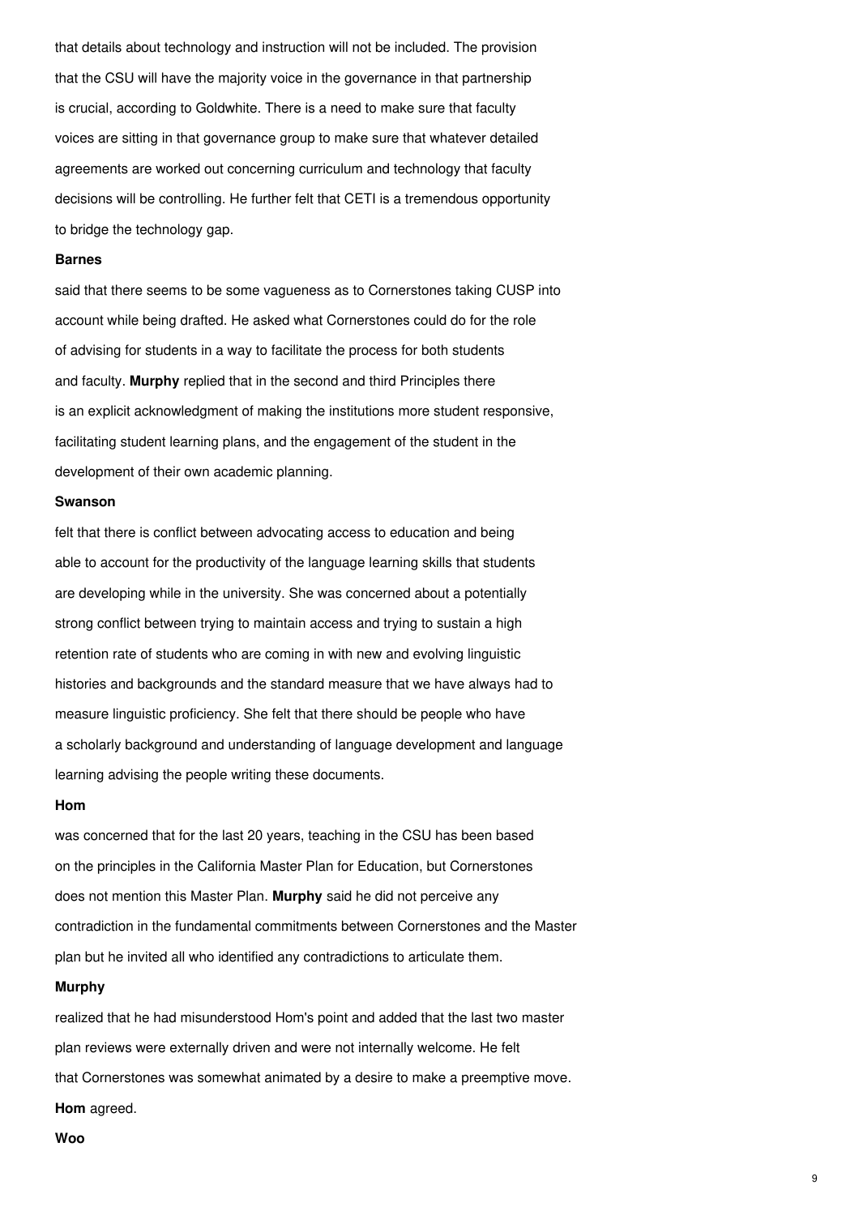that details about technology and instruction will not be included. The provision that the CSU will have the majority voice in the governance in that partnership is crucial, according to Goldwhite. There is a need to make sure that faculty voices are sitting in that governance group to make sure that whatever detailed agreements are worked out concerning curriculum and technology that faculty decisions will be controlling. He further felt that CETI is a tremendous opportunity to bridge the technology gap.

**Barnes**

said that there seems to be some vagueness as to Cornerstones taking CUSP into account while being drafted. He asked what Cornerstones could do for the role of advising for students in a way to facilitate the process for both students and faculty. **Murphy** replied that in the second and third Principles there is an explicit acknowledgment of making the institutions more student responsive, facilitating student learning plans, and the engagement of the student in the development of their own academic planning.

**Swanson**

felt that there is conflict between advocating access to education and being able to account for the productivity of the language learning skills that students are developing while in the university. She was concerned about a potentially strong conflict between trying to maintain access and trying to sustain a high retention rate of students who are coming in with new and evolving linguistic histories and backgrounds and the standard measure that we have always had to measure linguistic proficiency. She felt that there should be people who have a scholarly background and understanding of language development and language learning advising the people writing these documents.

**Hom**

was concerned that for the last 20 years, teaching in the CSU has been based on the principles in the California Master Plan for Education, but Cornerstones does not mention this Master Plan. **Murphy** said he did not perceive any contradiction in the fundamental commitments between Cornerstones and the Master plan but he invited all who identified any contradictions to articulate them.

**Murphy**

realized that he had misunderstood Hom's point and added that the last two master plan reviews were externally driven and were not internally welcome. He felt that Cornerstones was somewhat animated by a desire to make a preemptive move. **Hom** agreed.

**Woo**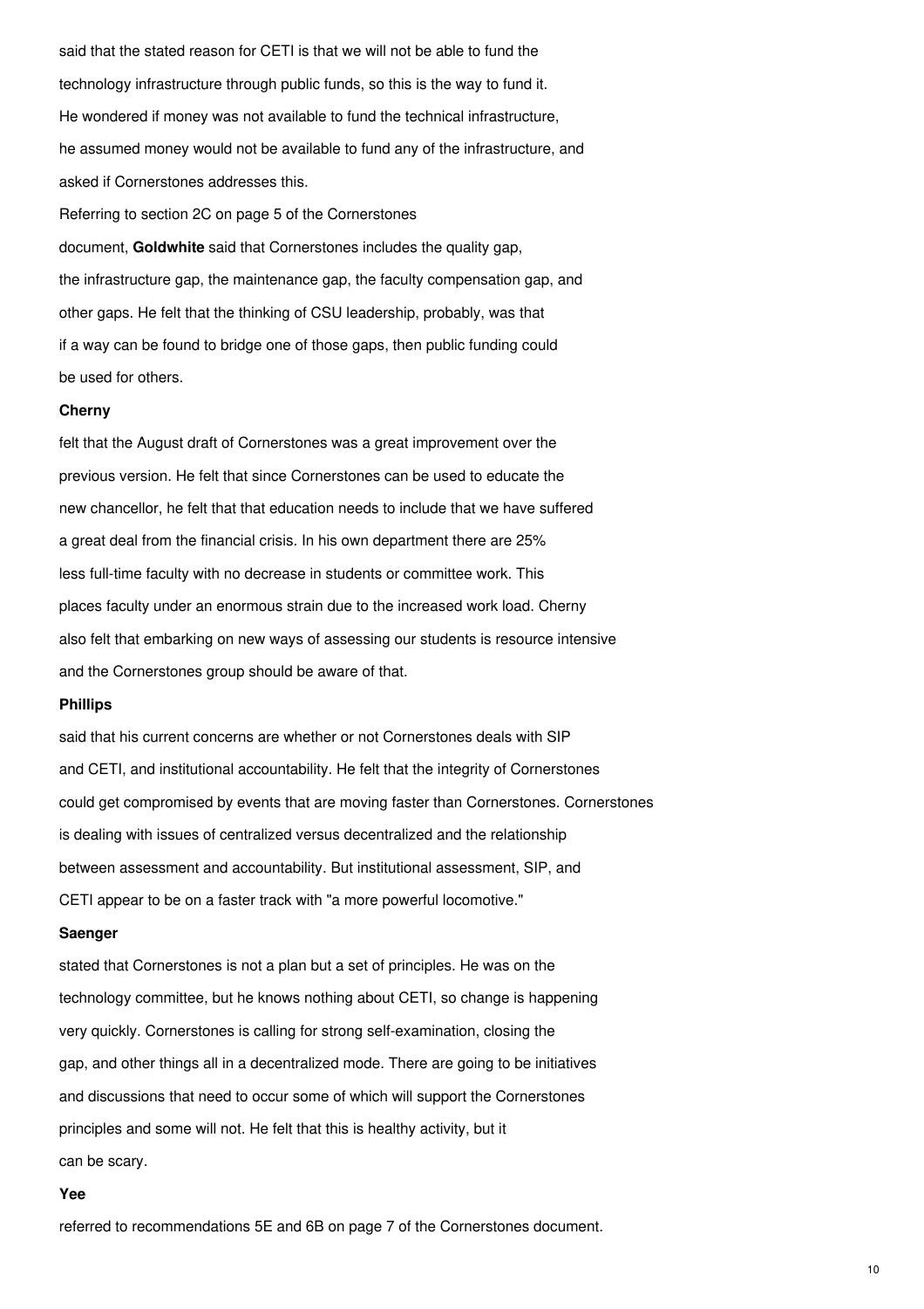said that the stated reason for CETI is that we will not be able to fund the technology infrastructure through public funds, so this is the way to fund it. He wondered if money was not available to fund the technical infrastructure, he assumed money would not be available to fund any of the infrastructure, and asked if Cornerstones addresses this.

Referring to section 2C on page 5 of the Cornerstones document, **Goldwhite** said that Cornerstones includes the quality gap, the infrastructure gap, the maintenance gap, the faculty compensation gap, and other gaps. He felt that the thinking of CSU leadership, probably, was that if a way can be found to bridge one of those gaps, then public funding could be used for others.

**Cherny**

felt that the August draft of Cornerstones was a great improvement over the previous version. He felt that since Cornerstones can be used to educate the new chancellor, he felt that that education needs to include that we have suffered a great deal from the financial crisis. In his own department there are 25% less full-time faculty with no decrease in students or committee work. This places faculty under an enormous strain due to the increased work load. Cherny also felt that embarking on new ways of assessing our students is resource intensive and the Cornerstones group should be aware of that.

**Phillips**

said that his current concerns are whether or not Cornerstones deals with SIP and CETI, and institutional accountability. He felt that the integrity of Cornerstones could get compromised by events that are moving faster than Cornerstones. Cornerstones is dealing with issues of centralized versus decentralized and the relationship between assessment and accountability. But institutional assessment, SIP, and CETI appear to be on a faster track with "a more powerful locomotive."

**Saenger**

stated that Cornerstones is not a plan but a set of principles. He was on the technology committee, but he knows nothing about CETI, so change is happening very quickly. Cornerstones is calling for strong self-examination, closing the gap, and other things all in a decentralized mode. There are going to be initiatives and discussions that need to occur some of which will support the Cornerstones principles and some will not. He felt that this is healthy activity, but it can be scary.

**Yee**

referred to recommendations 5E and 6B on page 7 of the Cornerstones document.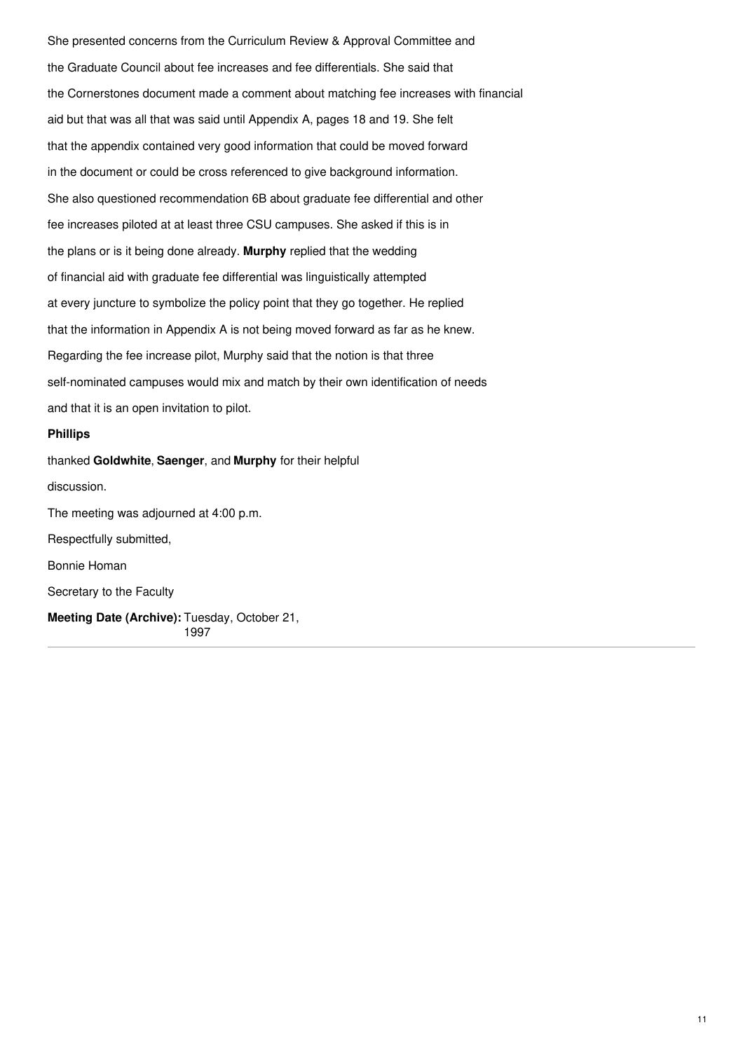She presented concerns from the Curriculum Review & Approval Committee and the Graduate Council about fee increases and fee differentials. She said that the Cornerstones document made a comment about matching fee increases with financial aid but that was all that was said until Appendix A, pages 18 and 19. She felt that the appendix contained very good information that could be moved forward in the document or could be cross referenced to give background information. She also questioned recommendation 6B about graduate fee differential and other fee increases piloted at at least three CSU campuses. She asked if this is in the plans or is it being done already. **Murphy** replied that the wedding of financial aid with graduate fee differential was linguistically attempted at every juncture to symbolize the policy point that they go together. He replied that the information in Appendix A is not being moved forward as far as he knew. Regarding the fee increase pilot, Murphy said that the notion is that three self-nominated campuses would mix and match by their own identification of needs and that it is an open invitation to pilot.

**Phillips**

thanked **Goldwhite**, **Saenger**, and **Murphy** for their helpful discussion.

The meeting was adjourned at 4:00 p.m.

Respectfully submitted,

Bonnie Homan

Secretary to the Faculty

**Meeting Date (Archive):** Tuesday, October 21, 1997